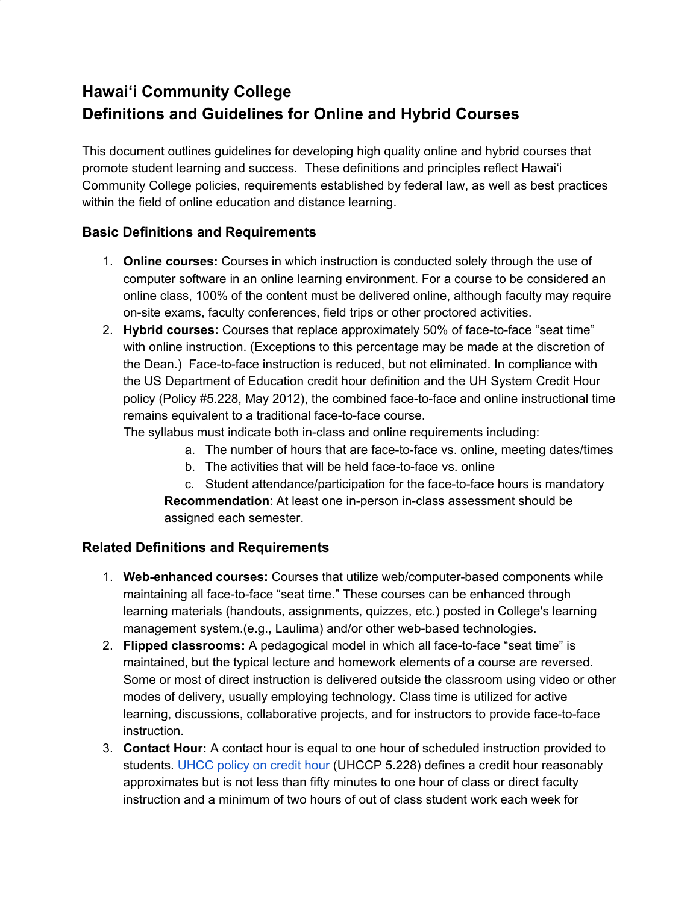# Hawaiʻi Community College
# Definitions and Guidelines for Online and Hybrid Courses

This document outlines guidelines for developing high quality online and hybrid courses that promote student learning and success. These definitions and principles reflect Hawaiʻi Community College policies, requirements established by federal law, as well as best practices within the field of online education and distance learning.

## Basic Definitions and Requirements

1. **Online courses:** Courses in which instruction is conducted solely through the use of computer software in an online learning environment. For a course to be considered an online class, 100% of the content must be delivered online, although faculty may require on-site exams, faculty conferences, field trips or other proctored activities.
2. **Hybrid courses:** Courses that replace approximately 50% of face-to-face "seat time" with online instruction. (Exceptions to this percentage may be made at the discretion of the Dean.) Face-to-face instruction is reduced, but not eliminated. In compliance with the US Department of Education credit hour definition and the UH System Credit Hour policy (Policy #5.228, May 2012), the combined face-to-face and online instructional time remains equivalent to a traditional face-to-face course.
   The syllabus must indicate both in-class and online requirements including:
      a. The number of hours that are face-to-face vs. online, meeting dates/times
      b. The activities that will be held face-to-face vs. online
      c. Student attendance/participation for the face-to-face hours is mandatory

   **Recommendation**: At least one in-person in-class assessment should be assigned each semester.

## Related Definitions and Requirements

1. **Web-enhanced courses:** Courses that utilize web/computer-based components while maintaining all face-to-face "seat time." These courses can be enhanced through learning materials (handouts, assignments, quizzes, etc.) posted in College's learning management system.(e.g., Laulima) and/or other web-based technologies.
2. **Flipped classrooms:** A pedagogical model in which all face-to-face "seat time" is maintained, but the typical lecture and homework elements of a course are reversed. Some or most of direct instruction is delivered outside the classroom using video or other modes of delivery, usually employing technology. Class time is utilized for active learning, discussions, collaborative projects, and for instructors to provide face-to-face instruction.
3. **Contact Hour:** A contact hour is equal to one hour of scheduled instruction provided to students. [UHCC policy on credit hour](#) (UHCCP 5.228) defines a credit hour reasonably approximates but is not less than fifty minutes to one hour of class or direct faculty instruction and a minimum of two hours of out of class student work each week for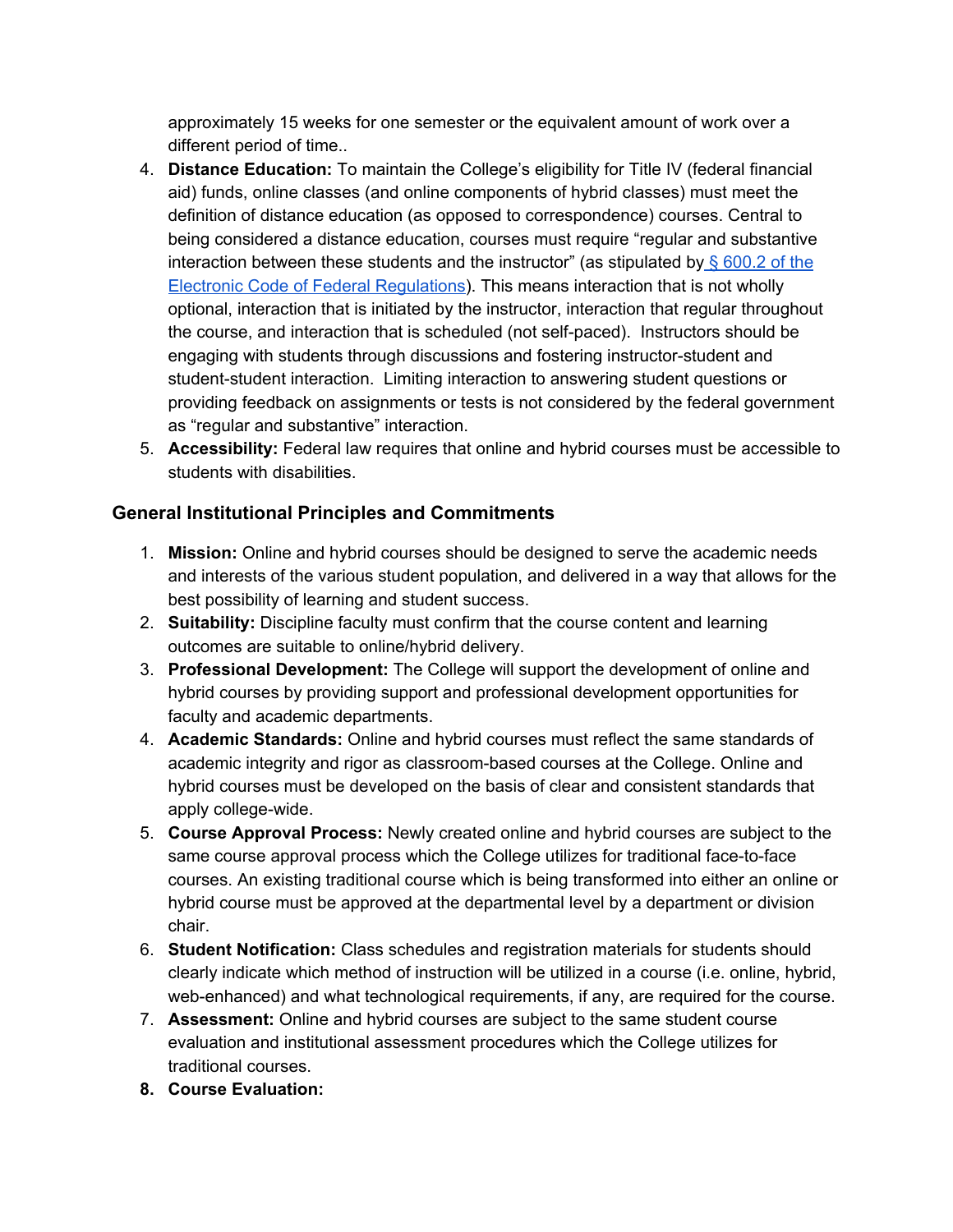approximately 15 weeks for one semester or the equivalent amount of work over a different period of time..

4. **Distance Education:** To maintain the College's eligibility for Title IV (federal financial aid) funds, online classes (and online components of hybrid classes) must meet the definition of distance education (as opposed to correspondence) courses. Central to being considered a distance education, courses must require "regular and substantive interaction between these students and the instructor" (as stipulated by [§ 600.2 of the Electronic Code of Federal Regulations]). This means interaction that is not wholly optional, interaction that is initiated by the instructor, interaction that regular throughout the course, and interaction that is scheduled (not self-paced). Instructors should be engaging with students through discussions and fostering instructor-student and student-student interaction. Limiting interaction to answering student questions or providing feedback on assignments or tests is not considered by the federal government as "regular and substantive" interaction.
5. **Accessibility:** Federal law requires that online and hybrid courses must be accessible to students with disabilities.

## General Institutional Principles and Commitments

1. **Mission:** Online and hybrid courses should be designed to serve the academic needs and interests of the various student population, and delivered in a way that allows for the best possibility of learning and student success.
2. **Suitability:** Discipline faculty must confirm that the course content and learning outcomes are suitable to online/hybrid delivery.
3. **Professional Development:** The College will support the development of online and hybrid courses by providing support and professional development opportunities for faculty and academic departments.
4. **Academic Standards:** Online and hybrid courses must reflect the same standards of academic integrity and rigor as classroom-based courses at the College. Online and hybrid courses must be developed on the basis of clear and consistent standards that apply college-wide.
5. **Course Approval Process:** Newly created online and hybrid courses are subject to the same course approval process which the College utilizes for traditional face-to-face courses. An existing traditional course which is being transformed into either an online or hybrid course must be approved at the departmental level by a department or division chair.
6. **Student Notification:** Class schedules and registration materials for students should clearly indicate which method of instruction will be utilized in a course (i.e. online, hybrid, web-enhanced) and what technological requirements, if any, are required for the course.
7. **Assessment:** Online and hybrid courses are subject to the same student course evaluation and institutional assessment procedures which the College utilizes for traditional courses.
8. **Course Evaluation:**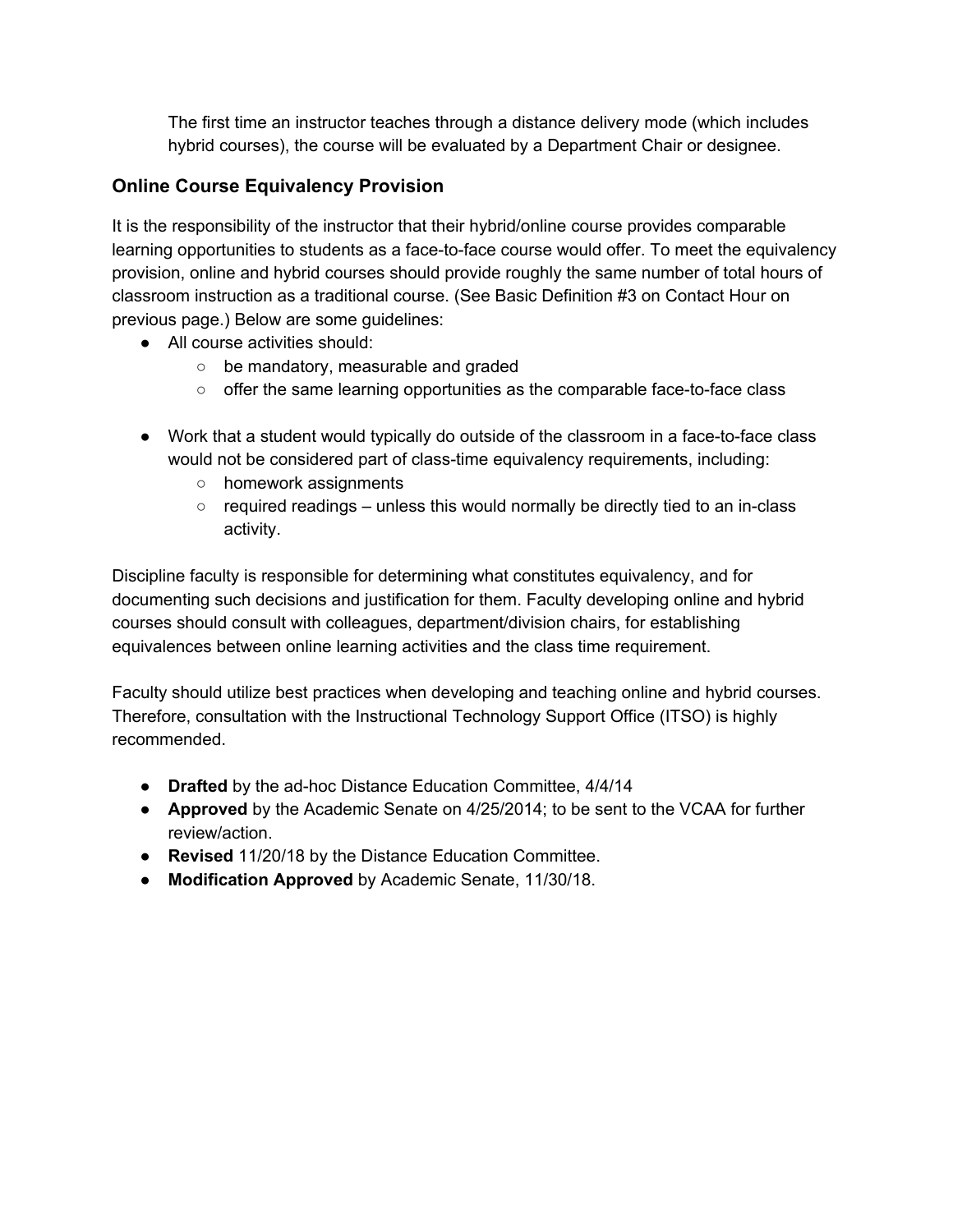The first time an instructor teaches through a distance delivery mode (which includes hybrid courses), the course will be evaluated by a Department Chair or designee.

### Online Course Equivalency Provision

It is the responsibility of the instructor that their hybrid/online course provides comparable learning opportunities to students as a face-to-face course would offer. To meet the equivalency provision, online and hybrid courses should provide roughly the same number of total hours of classroom instruction as a traditional course. (See Basic Definition #3 on Contact Hour on previous page.) Below are some guidelines:

- All course activities should:
  - be mandatory, measurable and graded
  - offer the same learning opportunities as the comparable face-to-face class

- Work that a student would typically do outside of the classroom in a face-to-face class would not be considered part of class-time equivalency requirements, including:
  - homework assignments
  - required readings – unless this would normally be directly tied to an in-class activity.

Discipline faculty is responsible for determining what constitutes equivalency, and for documenting such decisions and justification for them. Faculty developing online and hybrid courses should consult with colleagues, department/division chairs, for establishing equivalences between online learning activities and the class time requirement.

Faculty should utilize best practices when developing and teaching online and hybrid courses. Therefore, consultation with the Instructional Technology Support Office (ITSO) is highly recommended.

- **Drafted** by the ad-hoc Distance Education Committee, 4/4/14
- **Approved** by the Academic Senate on 4/25/2014; to be sent to the VCAA for further review/action.
- **Revised** 11/20/18 by the Distance Education Committee.
- **Modification Approved** by Academic Senate, 11/30/18.